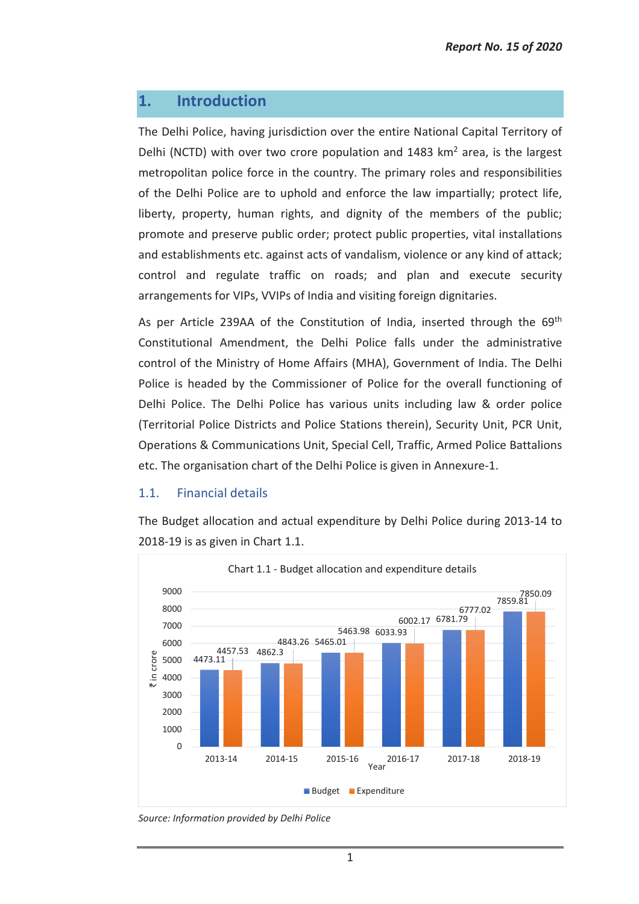# 1. Introduction

The Delhi Police, having jurisdiction over the entire National Capital Territory of Delhi (NCTD) with over two crore population and 1483 km$^2$ area, is the largest metropolitan police force in the country. The primary roles and responsibilities of the Delhi Police are to uphold and enforce the law impartially; protect life, liberty, property, human rights, and dignity of the members of the public; promote and preserve public order; protect public properties, vital installations and establishments etc. against acts of vandalism, violence or any kind of attack; control and regulate traffic on roads; and plan and execute security arrangements for VIPs, VVIPs of India and visiting foreign dignitaries.

As per Article 239AA of the Constitution of India, inserted through the 69th Constitutional Amendment, the Delhi Police falls under the administrative control of the Ministry of Home Affairs (MHA), Government of India. The Delhi Police is headed by the Commissioner of Police for the overall functioning of Delhi Police. The Delhi Police has various units including law & order police (Territorial Police Districts and Police Stations therein), Security Unit, PCR Unit, Operations & Communications Unit, Special Cell, Traffic, Armed Police Battalions etc. The organisation chart of the Delhi Police is given in Annexure-1.

## 1.1. Financial details

The Budget allocation and actual expenditure by Delhi Police during 2013-14 to 2018-19 is as given in Chart 1.1.

Chart 1.1 - Budget allocation and expenditure details

| Year | Budget (₹ in crore) | Expenditure (₹ in crore) |
|---|---|---|
| 2013-14 | 4473.11 | 4457.53 |
| 2014-15 | 4862.3 | 4843.26 |
| 2015-16 | 5465.01 | 5463.98 |
| 2016-17 | 6033.93 | 6002.17 |
| 2017-18 | 6781.79 | 6777.02 |
| 2018-19 | 7859.81 | 7850.09 |

*Source: Information provided by Delhi Police*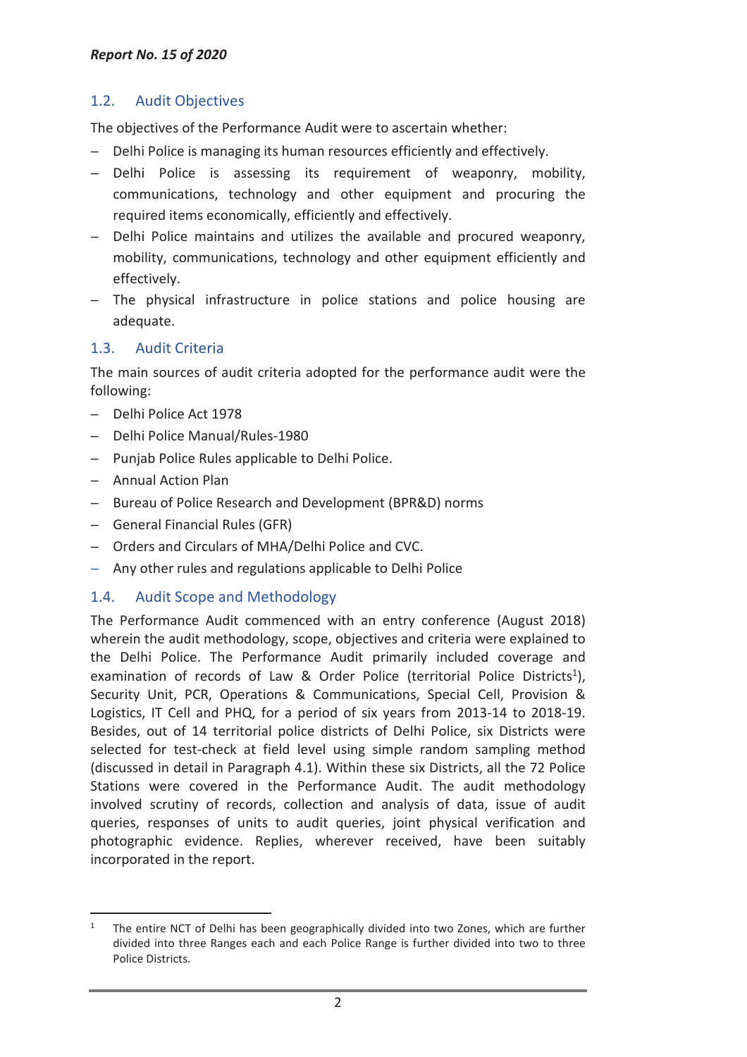## 1.2. Audit Objectives

The objectives of the Performance Audit were to ascertain whether:

- Delhi Police is managing its human resources efficiently and effectively.
- Delhi Police is assessing its requirement of weaponry, mobility, communications, technology and other equipment and procuring the required items economically, efficiently and effectively.
- Delhi Police maintains and utilizes the available and procured weaponry, mobility, communications, technology and other equipment efficiently and effectively.
- The physical infrastructure in police stations and police housing are adequate.

## 1.3. Audit Criteria

The main sources of audit criteria adopted for the performance audit were the following:

- Delhi Police Act 1978
- Delhi Police Manual/Rules-1980
- Punjab Police Rules applicable to Delhi Police.
- Annual Action Plan
- Bureau of Police Research and Development (BPR&D) norms
- General Financial Rules (GFR)
- Orders and Circulars of MHA/Delhi Police and CVC.
- Any other rules and regulations applicable to Delhi Police

## 1.4. Audit Scope and Methodology

The Performance Audit commenced with an entry conference (August 2018) wherein the audit methodology, scope, objectives and criteria were explained to the Delhi Police. The Performance Audit primarily included coverage and examination of records of Law & Order Police (territorial Police Districts[1]), Security Unit, PCR, Operations & Communications, Special Cell, Provision & Logistics, IT Cell and PHQ, for a period of six years from 2013-14 to 2018-19. Besides, out of 14 territorial police districts of Delhi Police, six Districts were selected for test-check at field level using simple random sampling method (discussed in detail in Paragraph 4.1). Within these six Districts, all the 72 Police Stations were covered in the Performance Audit. The audit methodology involved scrutiny of records, collection and analysis of data, issue of audit queries, responses of units to audit queries, joint physical verification and photographic evidence. Replies, wherever received, have been suitably incorporated in the report.

---

[1] The entire NCT of Delhi has been geographically divided into two Zones, which are further divided into three Ranges each and each Police Range is further divided into two to three Police Districts.